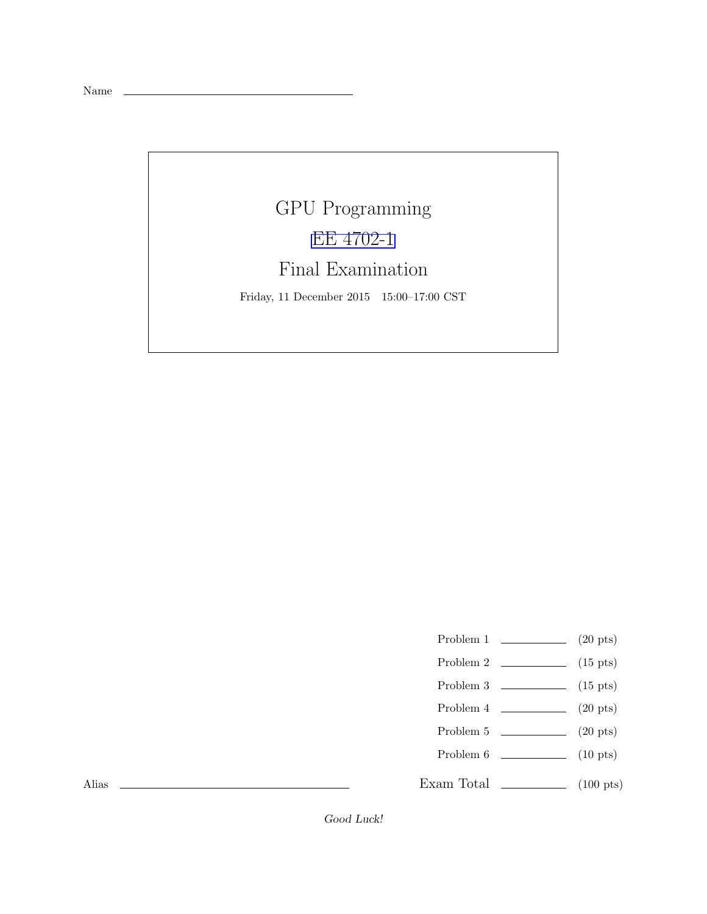Name \_\_\_\_\_\_\_\_\_\_\_\_\_\_\_\_\_\_\_\_\_\_\_\_\_\_\_\_\_\_\_\_

# GPU Programming

## EE 4702-1

## Final Examination

Friday, 11 December 2015 15:00–17:00 CST

| | | |
|---|---|---|
| Problem 1 | \_\_\_\_\_\_\_\_\_\_ | (20 pts) |
| Problem 2 | \_\_\_\_\_\_\_\_\_\_ | (15 pts) |
| Problem 3 | \_\_\_\_\_\_\_\_\_\_ | (15 pts) |
| Problem 4 | \_\_\_\_\_\_\_\_\_\_ | (20 pts) |
| Problem 5 | \_\_\_\_\_\_\_\_\_\_ | (20 pts) |
| Problem 6 | \_\_\_\_\_\_\_\_\_\_ | (10 pts) |
| Exam Total | \_\_\_\_\_\_\_\_\_\_ | (100 pts) |

Alias \_\_\_\_\_\_\_\_\_\_\_\_\_\_\_\_\_\_\_\_\_\_\_\_\_\_\_\_\_\_\_\_

*Good Luck!*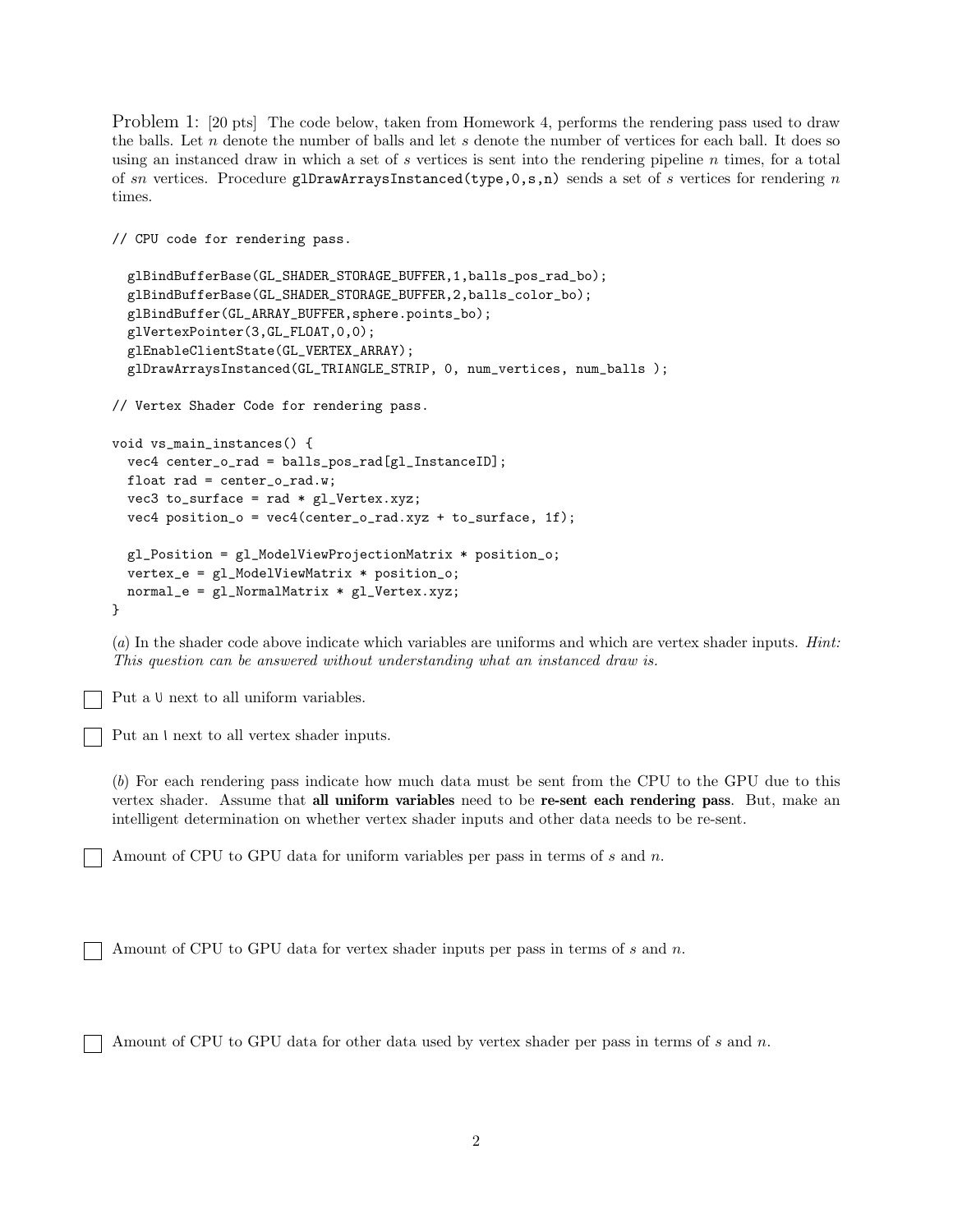Problem 1: [20 pts] The code below, taken from Homework 4, performs the rendering pass used to draw the balls. Let $n$ denote the number of balls and let $s$ denote the number of vertices for each ball. It does so using an instanced draw in which a set of $s$ vertices is sent into the rendering pipeline $n$ times, for a total of $sn$ vertices. Procedure `glDrawArraysInstanced(type,0,s,n)` sends a set of $s$ vertices for rendering $n$ times.

```
// CPU code for rendering pass.

  glBindBufferBase(GL_SHADER_STORAGE_BUFFER,1,balls_pos_rad_bo);
  glBindBufferBase(GL_SHADER_STORAGE_BUFFER,2,balls_color_bo);
  glBindBuffer(GL_ARRAY_BUFFER,sphere.points_bo);
  glVertexPointer(3,GL_FLOAT,0,0);
  glEnableClientState(GL_VERTEX_ARRAY);
  glDrawArraysInstanced(GL_TRIANGLE_STRIP, 0, num_vertices, num_balls );

// Vertex Shader Code for rendering pass.

void vs_main_instances() {
  vec4 center_o_rad = balls_pos_rad[gl_InstanceID];
  float rad = center_o_rad.w;
  vec3 to_surface = rad * gl_Vertex.xyz;
  vec4 position_o = vec4(center_o_rad.xyz + to_surface, 1f);

  gl_Position = gl_ModelViewProjectionMatrix * position_o;
  vertex_e = gl_ModelViewMatrix * position_o;
  normal_e = gl_NormalMatrix * gl_Vertex.xyz;
}
```

(*a*) In the shader code above indicate which variables are uniforms and which are vertex shader inputs. *Hint: This question can be answered without understanding what an instanced draw is.*

☐ Put a U next to all uniform variables.

☐ Put an I next to all vertex shader inputs.

(*b*) For each rendering pass indicate how much data must be sent from the CPU to the GPU due to this vertex shader. Assume that **all uniform variables** need to be **re-sent each rendering pass**. But, make an intelligent determination on whether vertex shader inputs and other data needs to be re-sent.

☐ Amount of CPU to GPU data for uniform variables per pass in terms of $s$ and $n$.

☐ Amount of CPU to GPU data for vertex shader inputs per pass in terms of $s$ and $n$.

☐ Amount of CPU to GPU data for other data used by vertex shader per pass in terms of $s$ and $n$.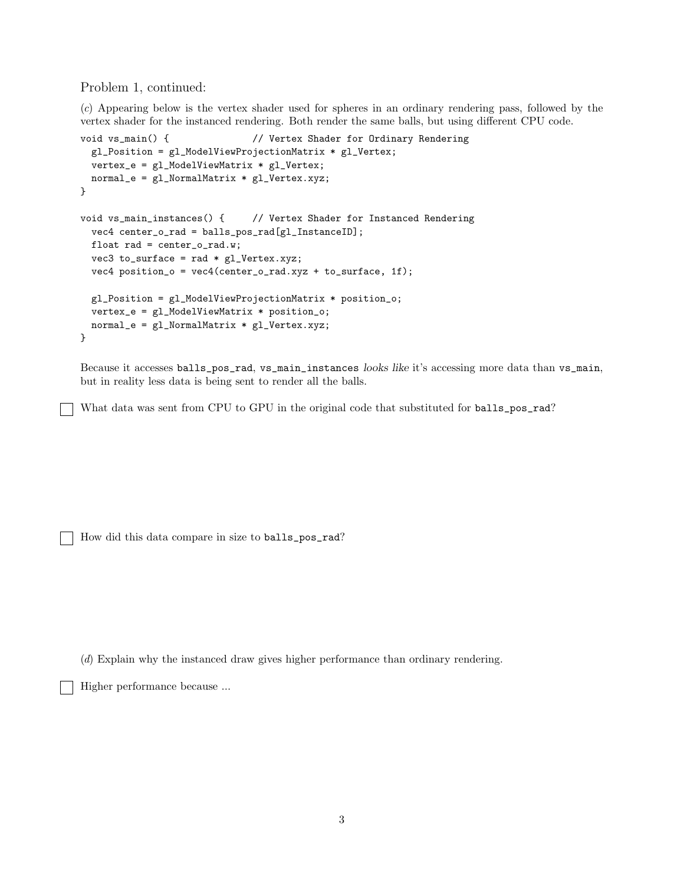Problem 1, continued:

(*c*) Appearing below is the vertex shader used for spheres in an ordinary rendering pass, followed by the vertex shader for the instanced rendering. Both render the same balls, but using different CPU code.

```
void vs_main() {               // Vertex Shader for Ordinary Rendering
  gl_Position = gl_ModelViewProjectionMatrix * gl_Vertex;
  vertex_e = gl_ModelViewMatrix * gl_Vertex;
  normal_e = gl_NormalMatrix * gl_Vertex.xyz;
}

void vs_main_instances() {     // Vertex Shader for Instanced Rendering
  vec4 center_o_rad = balls_pos_rad[gl_InstanceID];
  float rad = center_o_rad.w;
  vec3 to_surface = rad * gl_Vertex.xyz;
  vec4 position_o = vec4(center_o_rad.xyz + to_surface, 1f);

  gl_Position = gl_ModelViewProjectionMatrix * position_o;
  vertex_e = gl_ModelViewMatrix * position_o;
  normal_e = gl_NormalMatrix * gl_Vertex.xyz;
}
```

Because it accesses `balls_pos_rad`, `vs_main_instances` *looks like* it's accessing more data than `vs_main`, but in reality less data is being sent to render all the balls.

☐ What data was sent from CPU to GPU in the original code that substituted for `balls_pos_rad`?

☐ How did this data compare in size to `balls_pos_rad`?

(*d*) Explain why the instanced draw gives higher performance than ordinary rendering.

☐ Higher performance because ...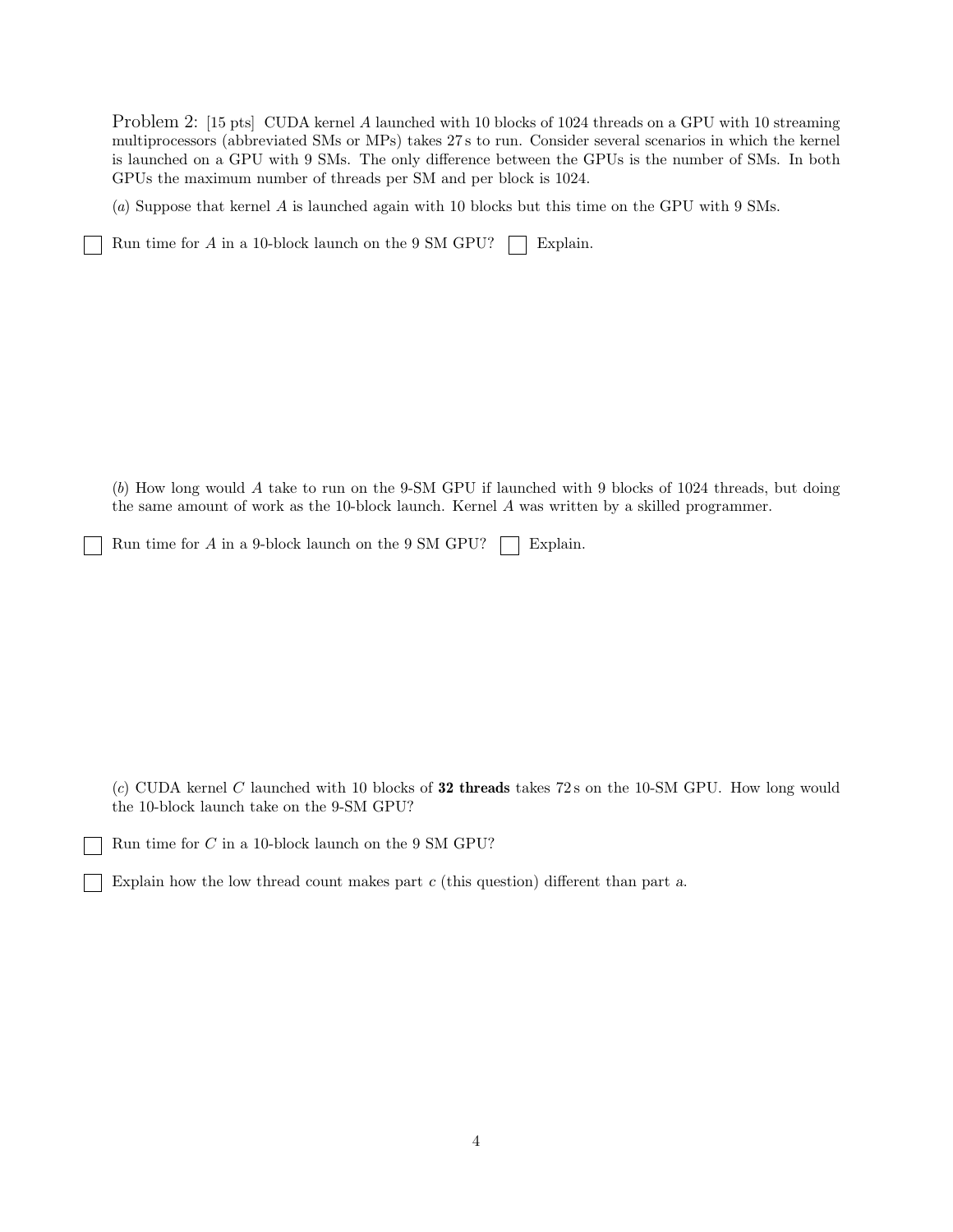Problem 2: [15 pts] CUDA kernel $A$ launched with 10 blocks of 1024 threads on a GPU with 10 streaming multiprocessors (abbreviated SMs or MPs) takes 27 s to run. Consider several scenarios in which the kernel is launched on a GPU with 9 SMs. The only difference between the GPUs is the number of SMs. In both GPUs the maximum number of threads per SM and per block is 1024.

(*a*) Suppose that kernel $A$ is launched again with 10 blocks but this time on the GPU with 9 SMs.

☐ Run time for $A$ in a 10-block launch on the 9 SM GPU? ☐ Explain.

(*b*) How long would $A$ take to run on the 9-SM GPU if launched with 9 blocks of 1024 threads, but doing the same amount of work as the 10-block launch. Kernel $A$ was written by a skilled programmer.

☐ Run time for $A$ in a 9-block launch on the 9 SM GPU? ☐ Explain.

(*c*) CUDA kernel $C$ launched with 10 blocks of **32 threads** takes 72 s on the 10-SM GPU. How long would the 10-block launch take on the 9-SM GPU?

☐ Run time for $C$ in a 10-block launch on the 9 SM GPU?

☐ Explain how the low thread count makes part $c$ (this question) different than part $a$.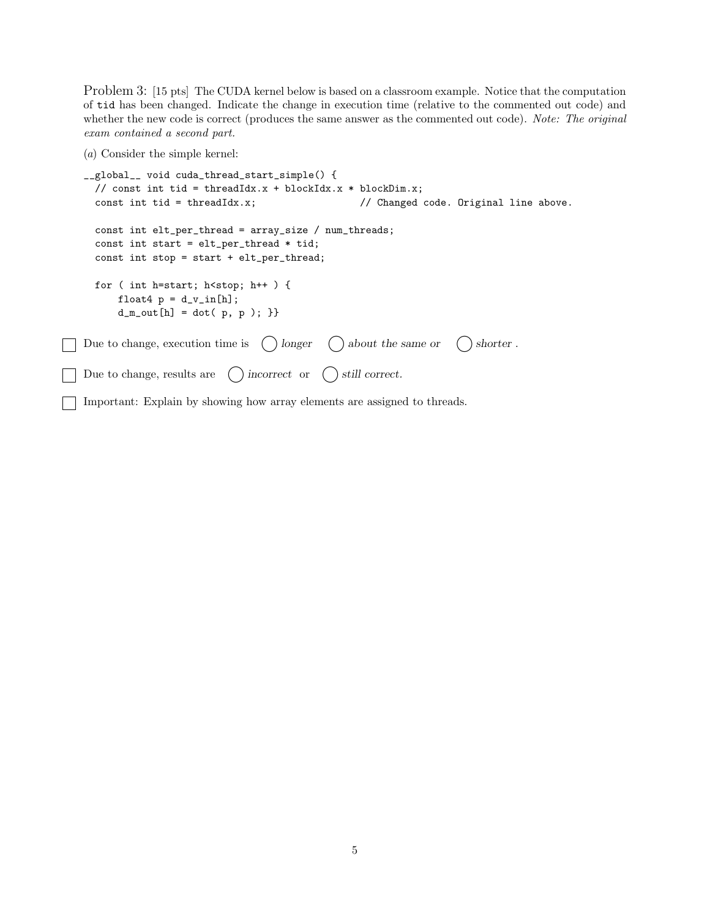Problem 3: [15 pts] The CUDA kernel below is based on a classroom example. Notice that the computation of tid has been changed. Indicate the change in execution time (relative to the commented out code) and whether the new code is correct (produces the same answer as the commented out code). *Note: The original exam contained a second part.*

(*a*) Consider the simple kernel:

```
__global__ void cuda_thread_start_simple() {
  // const int tid = threadIdx.x + blockIdx.x * blockDim.x;
  const int tid = threadIdx.x;                  // Changed code. Original line above.

  const int elt_per_thread = array_size / num_threads;
  const int start = elt_per_thread * tid;
  const int stop = start + elt_per_thread;

  for ( int h=start; h<stop; h++ ) {
      float4 p = d_v_in[h];
      d_m_out[h] = dot( p, p ); }}
```

☐ Due to change, execution time is ◯ *longer* ◯ *about the same or* ◯ *shorter* .

☐ Due to change, results are ◯ *incorrect* or ◯ *still correct.*

☐ Important: Explain by showing how array elements are assigned to threads.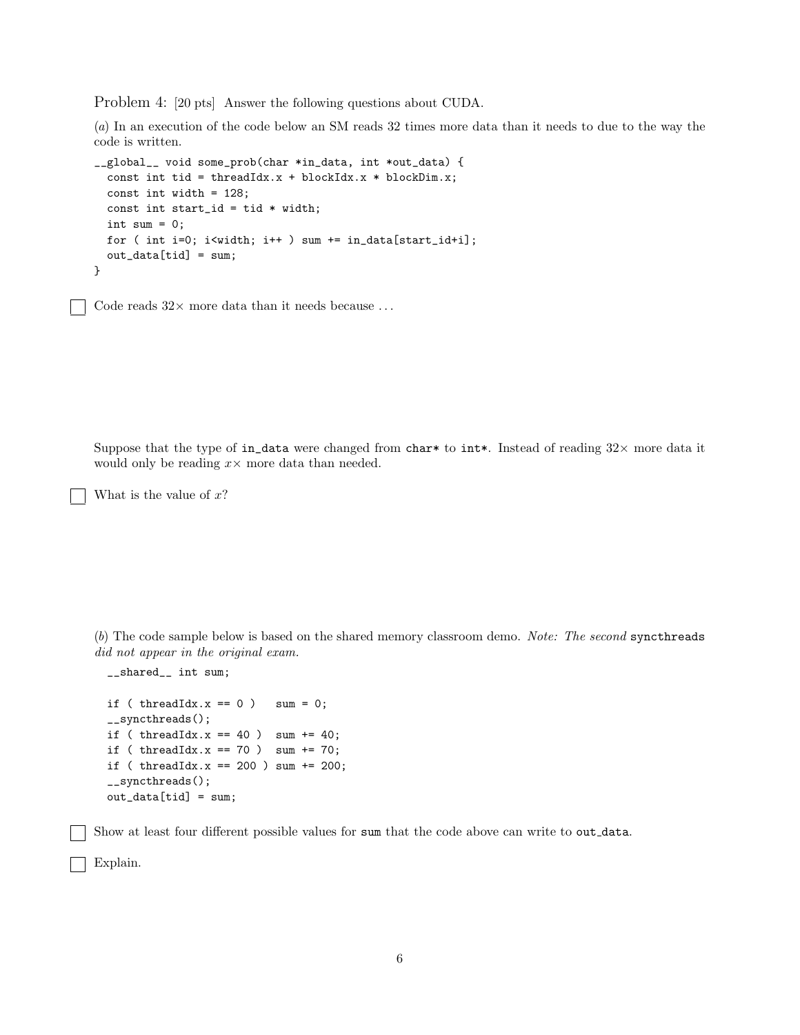Problem 4: [20 pts] Answer the following questions about CUDA.

(*a*) In an execution of the code below an SM reads 32 times more data than it needs to due to the way the code is written.

```
__global__ void some_prob(char *in_data, int *out_data) {
  const int tid = threadIdx.x + blockIdx.x * blockDim.x;
  const int width = 128;
  const int start_id = tid * width;
  int sum = 0;
  for ( int i=0; i<width; i++ ) sum += in_data[start_id+i];
  out_data[tid] = sum;
}
```

☐ Code reads 32× more data than it needs because ...

Suppose that the type of `in_data` were changed from `char*` to `int*`. Instead of reading 32× more data it would only be reading $x\times$ more data than needed.

☐ What is the value of $x$?

(*b*) The code sample below is based on the shared memory classroom demo. *Note: The second* `syncthreads` *did not appear in the original exam.*

```
__shared__ int sum;

if ( threadIdx.x == 0 )   sum = 0;
__syncthreads();
if ( threadIdx.x == 40 )  sum += 40;
if ( threadIdx.x == 70 )  sum += 70;
if ( threadIdx.x == 200 ) sum += 200;
__syncthreads();
out_data[tid] = sum;
```

☐ Show at least four different possible values for `sum` that the code above can write to `out_data`.

☐ Explain.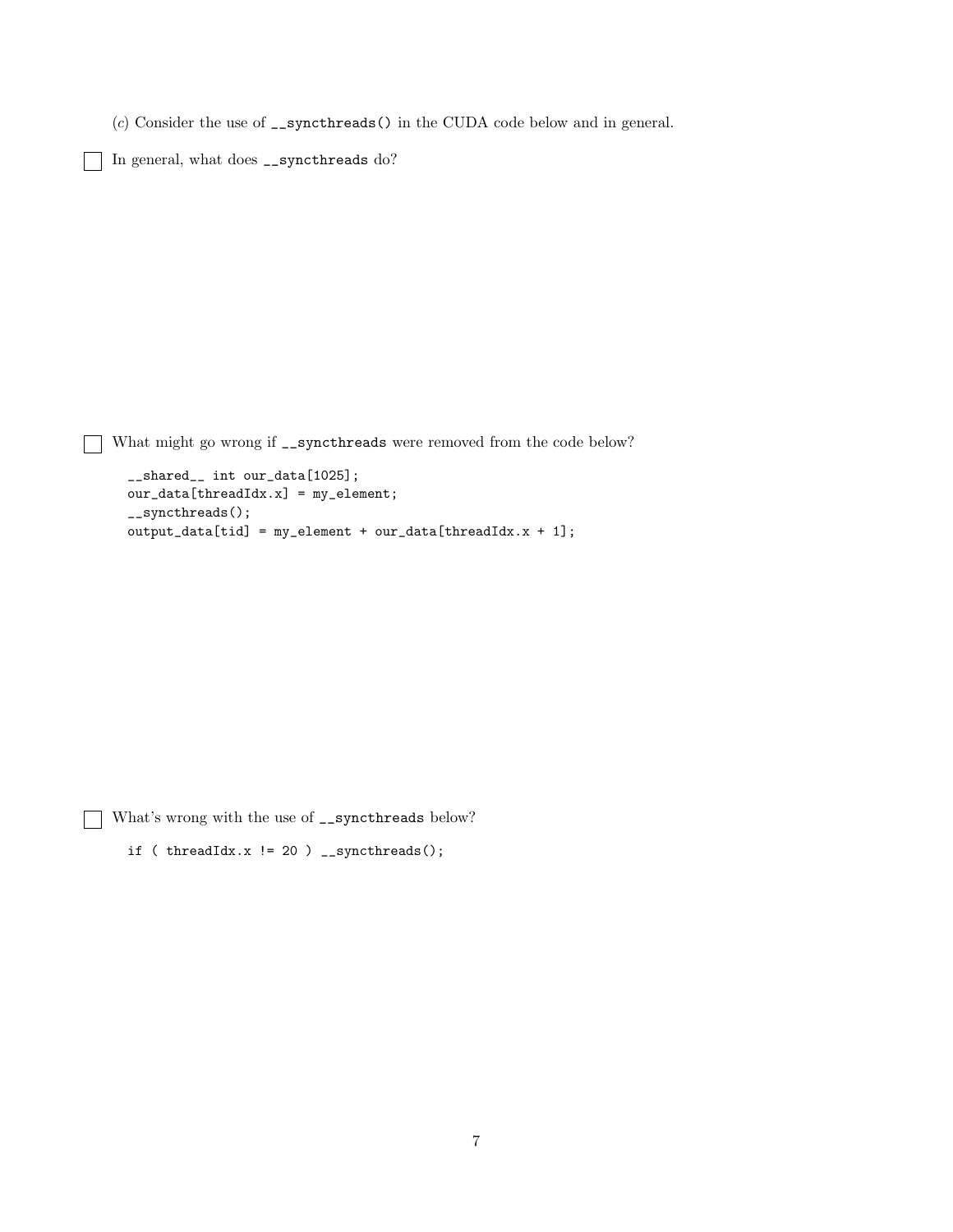(*c*) Consider the use of `__syncthreads()` in the CUDA code below and in general.

☐ In general, what does `__syncthreads` do?

☐ What might go wrong if `__syncthreads` were removed from the code below?

```
__shared__ int our_data[1025];
our_data[threadIdx.x] = my_element;
__syncthreads();
output_data[tid] = my_element + our_data[threadIdx.x + 1];
```

☐ What's wrong with the use of `__syncthreads` below?

```
if ( threadIdx.x != 20 ) __syncthreads();
```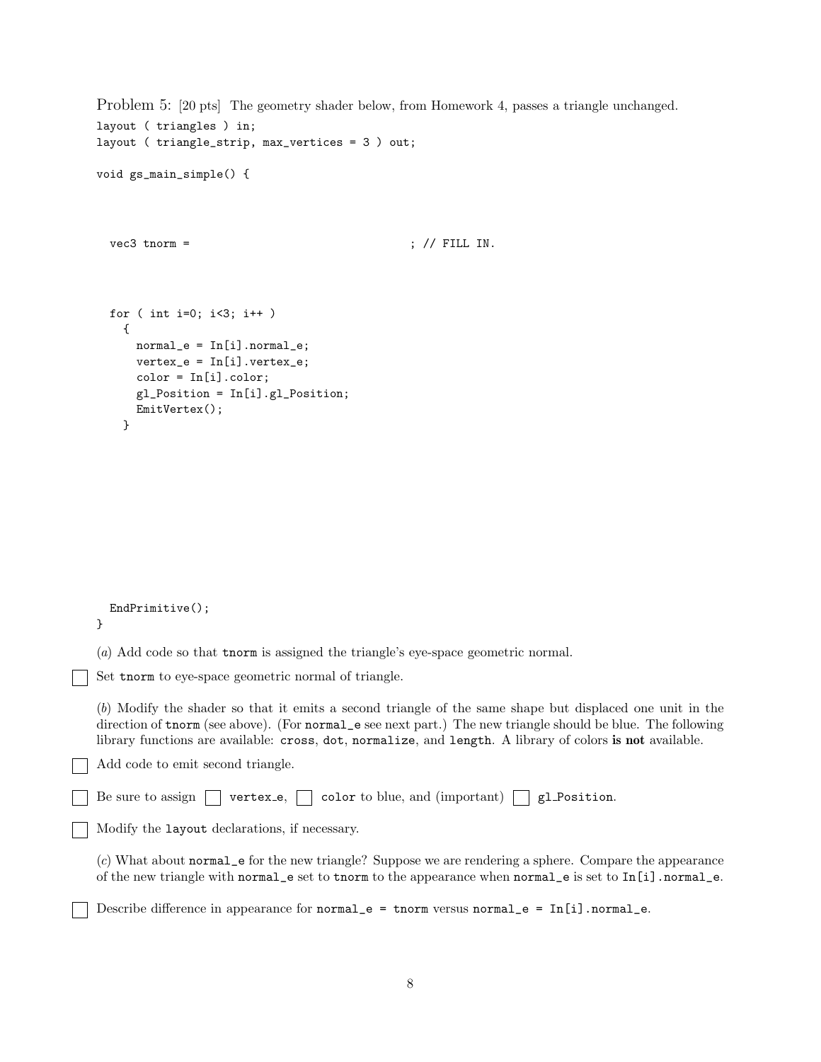Problem 5: [20 pts] The geometry shader below, from Homework 4, passes a triangle unchanged.

```
layout ( triangles ) in;
layout ( triangle_strip, max_vertices = 3 ) out;

void gs_main_simple() {

  vec3 tnorm =                                  ; // FILL IN.

  for ( int i=0; i<3; i++ )
    {
      normal_e = In[i].normal_e;
      vertex_e = In[i].vertex_e;
      color = In[i].color;
      gl_Position = In[i].gl_Position;
      EmitVertex();
    }

  EndPrimitive();
}
```

(*a*) Add code so that `tnorm` is assigned the triangle's eye-space geometric normal.

☐ Set `tnorm` to eye-space geometric normal of triangle.

(*b*) Modify the shader so that it emits a second triangle of the same shape but displaced one unit in the direction of `tnorm` (see above). (For `normal_e` see next part.) The new triangle should be blue. The following library functions are available: `cross`, `dot`, `normalize`, and `length`. A library of colors **is not** available.

☐ Add code to emit second triangle.

☐ Be sure to assign ☐ `vertex_e`, ☐ `color` to blue, and (important) ☐ `gl_Position`.

☐ Modify the `layout` declarations, if necessary.

(*c*) What about `normal_e` for the new triangle? Suppose we are rendering a sphere. Compare the appearance of the new triangle with `normal_e` set to `tnorm` to the appearance when `normal_e` is set to `In[i].normal_e`.

☐ Describe difference in appearance for `normal_e = tnorm` versus `normal_e = In[i].normal_e`.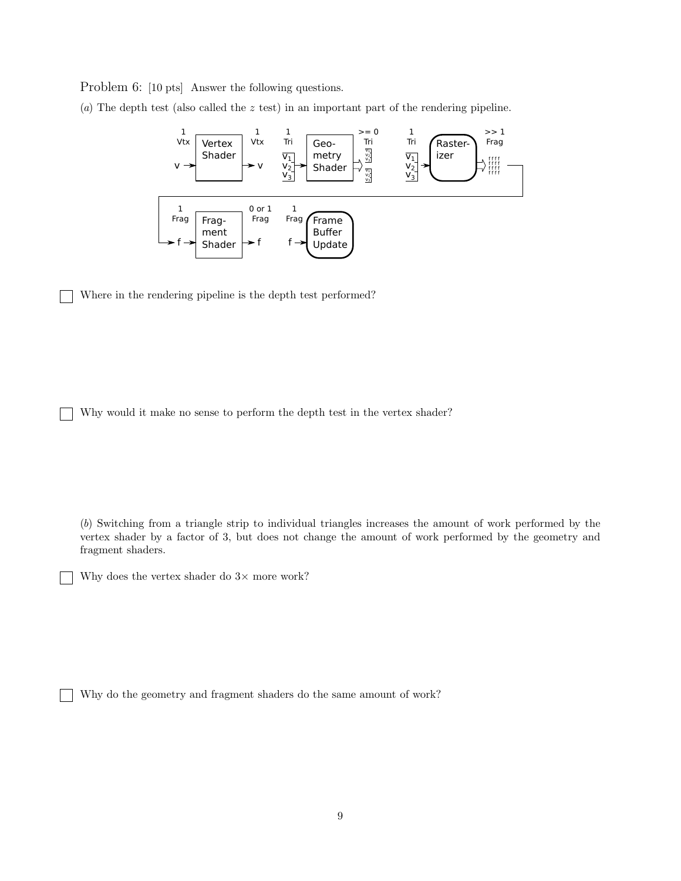Problem 6: [10 pts] Answer the following questions.

(*a*) The depth test (also called the $z$ test) in an important part of the rendering pipeline.

1 Vtx
v
Vertex Shader
1 Vtx
v
1 Tri
$v_1$ $v_2$ $v_3$
Geometry Shader
>= 0 Tri
1 Tri
$v_1$ $v_2$ $v_3$
Rasterizer
>> 1 Frag
1 Frag
f
Fragment Shader
0 or 1 Frag
f
1 Frag
f
Frame Buffer Update

☐ Where in the rendering pipeline is the depth test performed?

☐ Why would it make no sense to perform the depth test in the vertex shader?

(*b*) Switching from a triangle strip to individual triangles increases the amount of work performed by the vertex shader by a factor of 3, but does not change the amount of work performed by the geometry and fragment shaders.

☐ Why does the vertex shader do 3× more work?

☐ Why do the geometry and fragment shaders do the same amount of work?